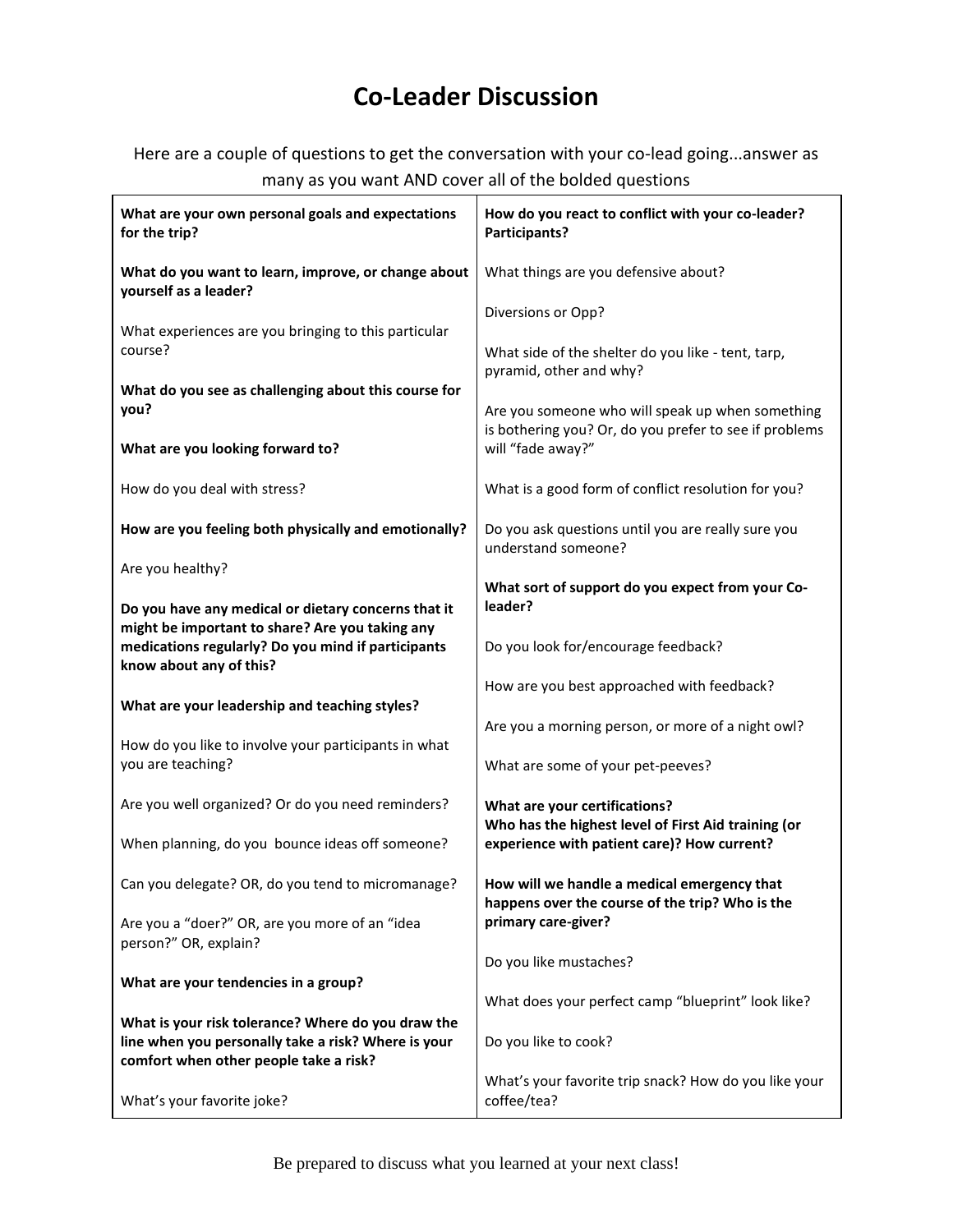# Co-Leader Discussion

Here are a couple of questions to get the conversation with your co-lead going...answer as many as you want AND cover all of the bolded questions

**What are your own personal goals and expectations for the trip?**

**What do you want to learn, improve, or change about yourself as a leader?**

What experiences are you bringing to this particular course?

**What do you see as challenging about this course for you?**

**What are you looking forward to?**

How do you deal with stress?

**How are you feeling both physically and emotionally?**

Are you healthy?

**Do you have any medical or dietary concerns that it might be important to share? Are you taking any medications regularly? Do you mind if participants know about any of this?**

**What are your leadership and teaching styles?**

How do you like to involve your participants in what you are teaching?

Are you well organized? Or do you need reminders?

When planning, do you bounce ideas off someone?

Can you delegate? OR, do you tend to micromanage?

Are you a "doer?" OR, are you more of an "idea person?" OR, explain?

**What are your tendencies in a group?**

**What is your risk tolerance? Where do you draw the line when you personally take a risk? Where is your comfort when other people take a risk?**

What's your favorite joke?

**How do you react to conflict with your co-leader? Participants?**

What things are you defensive about?

Diversions or Opp?

What side of the shelter do you like - tent, tarp, pyramid, other and why?

Are you someone who will speak up when something is bothering you? Or, do you prefer to see if problems will "fade away?"

What is a good form of conflict resolution for you?

Do you ask questions until you are really sure you understand someone?

**What sort of support do you expect from your Co-leader?**

Do you look for/encourage feedback?

How are you best approached with feedback?

Are you a morning person, or more of a night owl?

What are some of your pet-peeves?

**What are your certifications?**
**Who has the highest level of First Aid training (or experience with patient care)? How current?**

**How will we handle a medical emergency that happens over the course of the trip? Who is the primary care-giver?**

Do you like mustaches?

What does your perfect camp "blueprint" look like?

Do you like to cook?

What's your favorite trip snack? How do you like your coffee/tea?

Be prepared to discuss what you learned at your next class!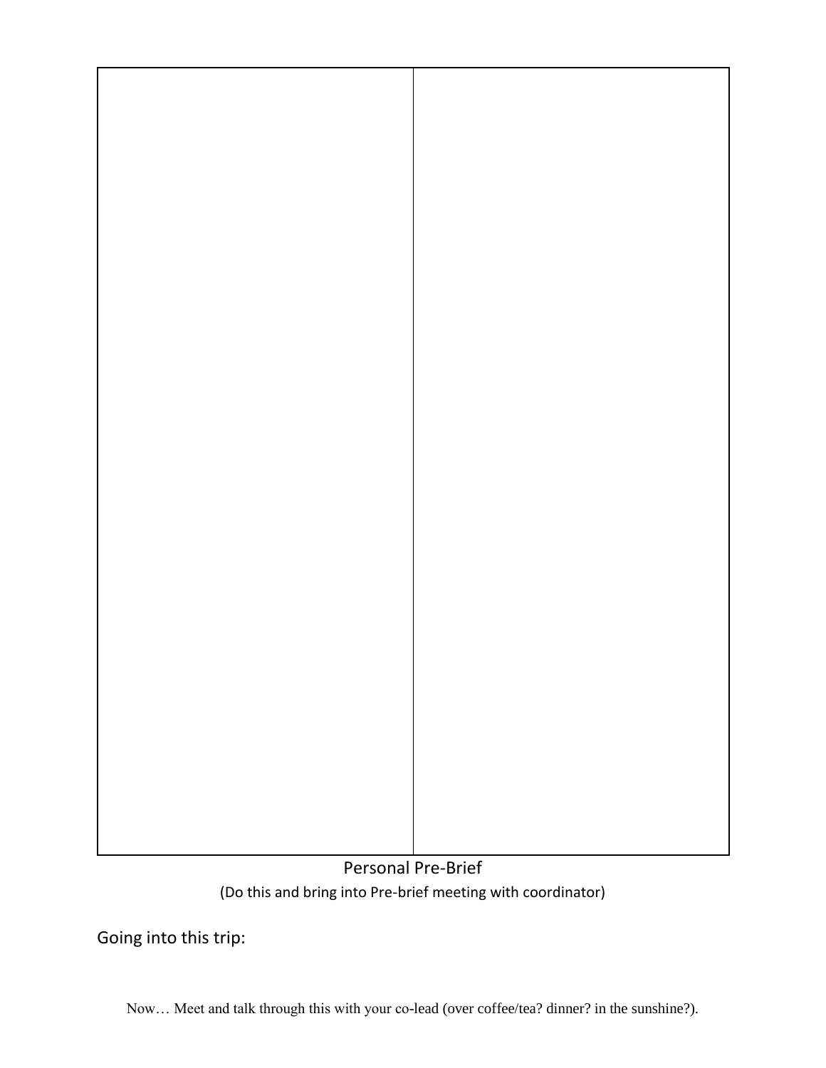| | |
|---|---|
| | |

Personal Pre-Brief

(Do this and bring into Pre-brief meeting with coordinator)

Going into this trip:

Now… Meet and talk through this with your co-lead (over coffee/tea? dinner? in the sunshine?).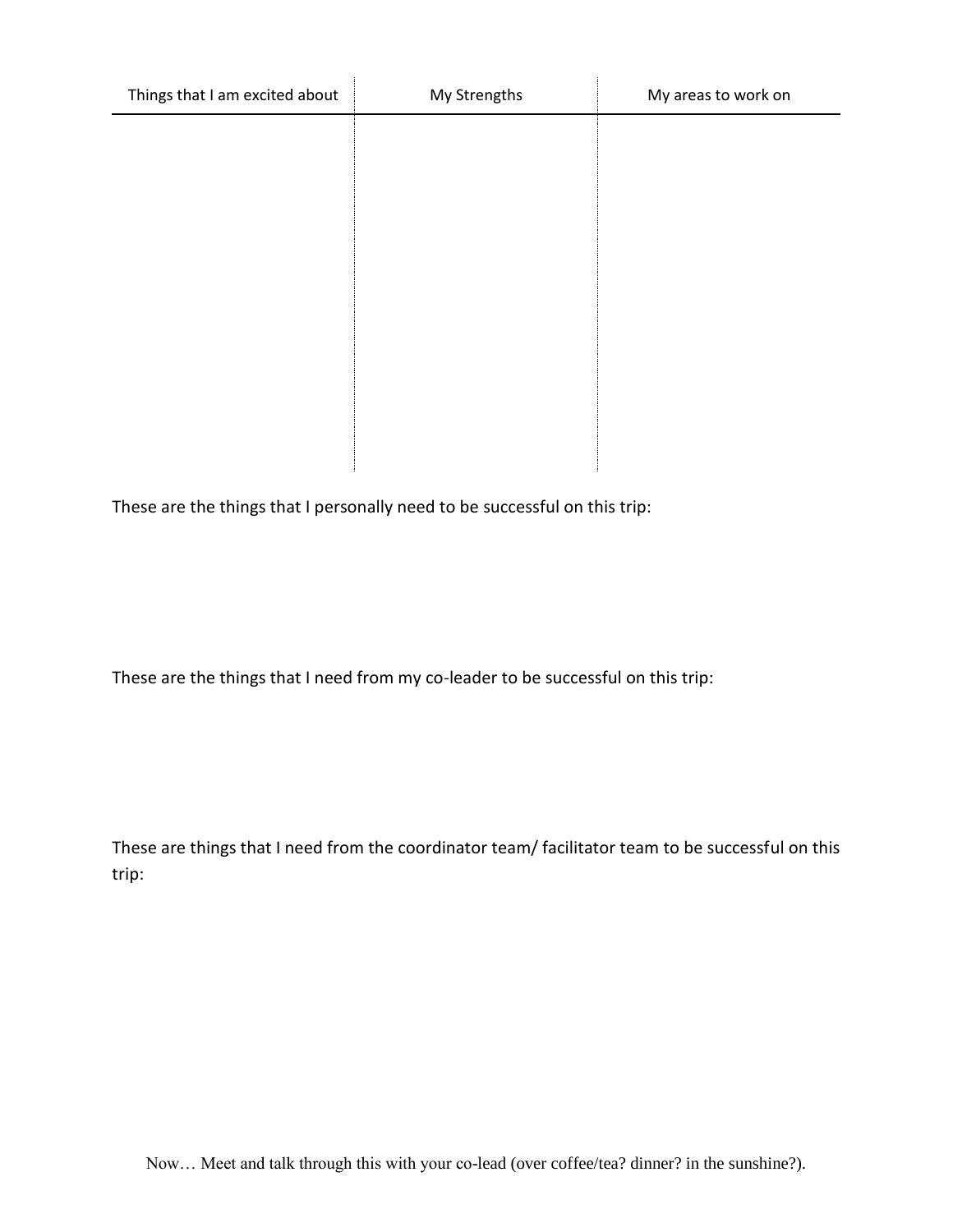| Things that I am excited about | My Strengths | My areas to work on |
| --- | --- | --- |
| | | |

These are the things that I personally need to be successful on this trip:

These are the things that I need from my co-leader to be successful on this trip:

These are things that I need from the coordinator team/ facilitator team to be successful on this trip:

Now… Meet and talk through this with your co-lead (over coffee/tea? dinner? in the sunshine?).